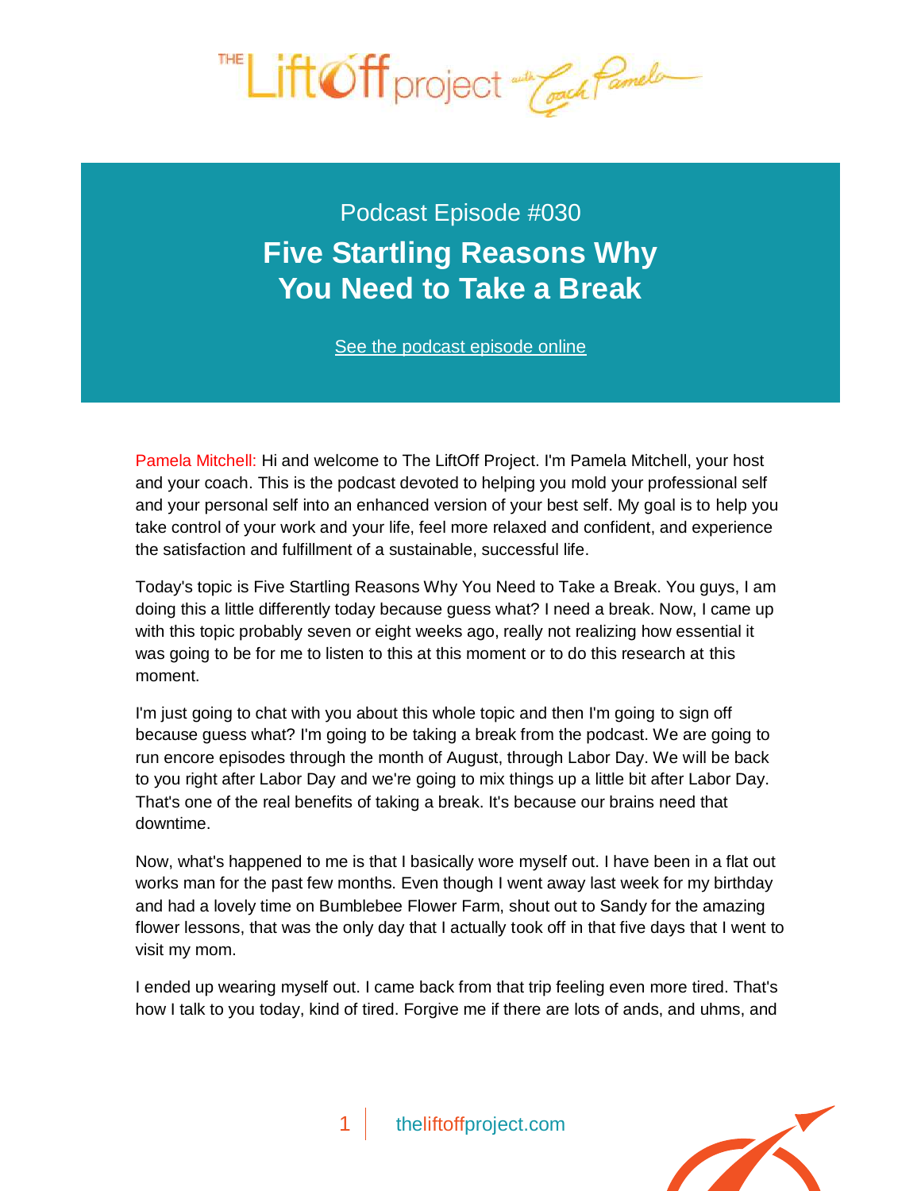Podcast Episode #030

# Five Startling Reasons Why You Need to Take a Break

See the podcast episode online

Pamela Mitchell: Hi and welcome to The LiftOff Project. I'm Pamela Mitchell, your host and your coach. This is the podcast devoted to helping you mold your professional self and your personal self into an enhanced version of your best self. My goal is to help you take control of your work and your life, feel more relaxed and confident, and experience the satisfaction and fulfillment of a sustainable, successful life.

Today's topic is Five Startling Reasons Why You Need to Take a Break. You guys, I am doing this a little differently today because guess what? I need a break. Now, I came up with this topic probably seven or eight weeks ago, really not realizing how essential it was going to be for me to listen to this at this moment or to do this research at this moment.

I'm just going to chat with you about this whole topic and then I'm going to sign off because guess what? I'm going to be taking a break from the podcast. We are going to run encore episodes through the month of August, through Labor Day. We will be back to you right after Labor Day and we're going to mix things up a little bit after Labor Day. That's one of the real benefits of taking a break. It's because our brains need that downtime.

Now, what's happened to me is that I basically wore myself out. I have been in a flat out works man for the past few months. Even though I went away last week for my birthday and had a lovely time on Bumblebee Flower Farm, shout out to Sandy for the amazing flower lessons, that was the only day that I actually took off in that five days that I went to visit my mom.

I ended up wearing myself out. I came back from that trip feeling even more tired. That's how I talk to you today, kind of tired. Forgive me if there are lots of ands, and uhms, and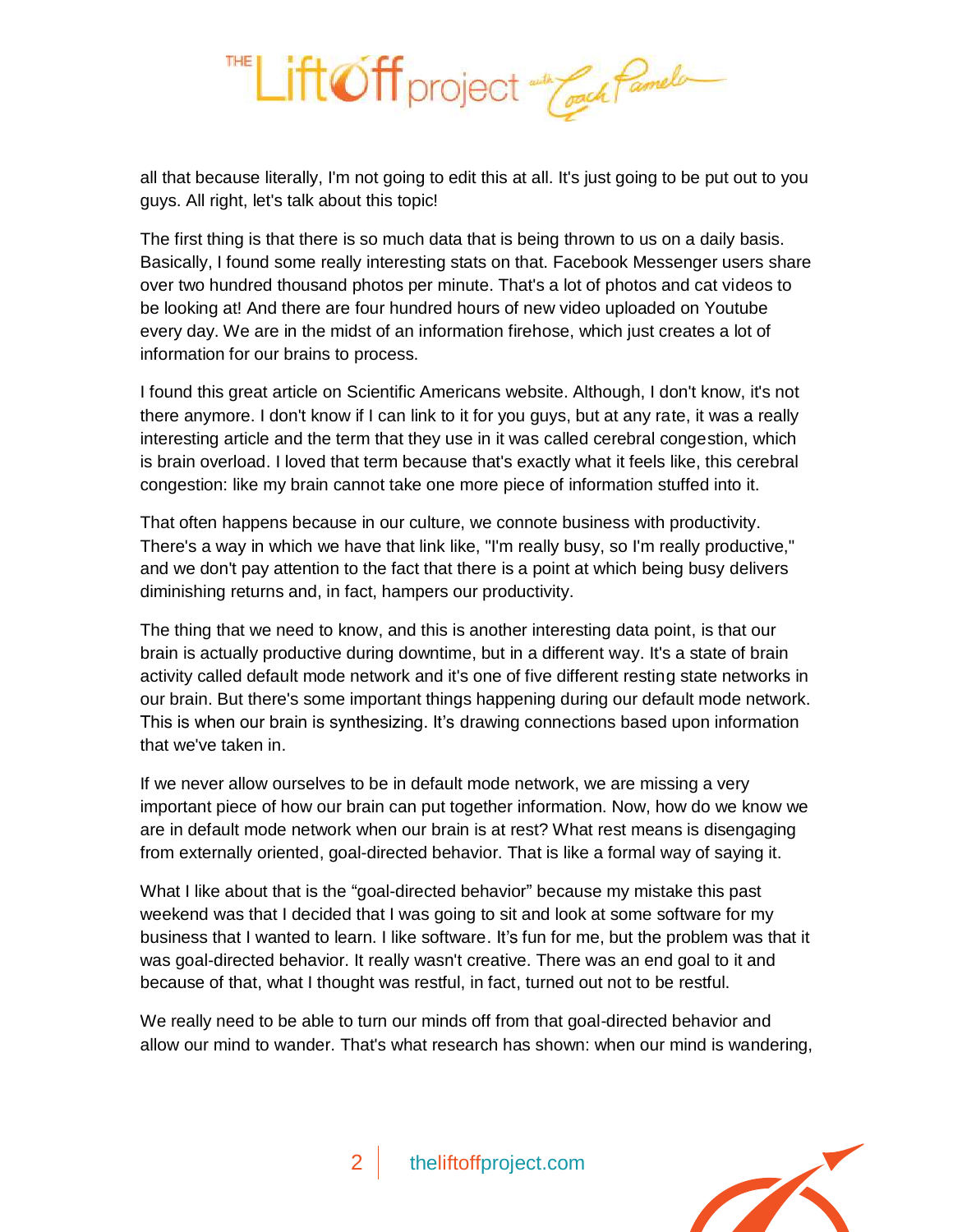all that because literally, I'm not going to edit this at all. It's just going to be put out to you guys. All right, let's talk about this topic!

The first thing is that there is so much data that is being thrown to us on a daily basis. Basically, I found some really interesting stats on that. Facebook Messenger users share over two hundred thousand photos per minute. That's a lot of photos and cat videos to be looking at! And there are four hundred hours of new video uploaded on Youtube every day. We are in the midst of an information firehose, which just creates a lot of information for our brains to process.

I found this great article on Scientific Americans website. Although, I don't know, it's not there anymore. I don't know if I can link to it for you guys, but at any rate, it was a really interesting article and the term that they use in it was called cerebral congestion, which is brain overload. I loved that term because that's exactly what it feels like, this cerebral congestion: like my brain cannot take one more piece of information stuffed into it.

That often happens because in our culture, we connote business with productivity. There's a way in which we have that link like, "I'm really busy, so I'm really productive," and we don't pay attention to the fact that there is a point at which being busy delivers diminishing returns and, in fact, hampers our productivity.

The thing that we need to know, and this is another interesting data point, is that our brain is actually productive during downtime, but in a different way. It's a state of brain activity called default mode network and it's one of five different resting state networks in our brain. But there's some important things happening during our default mode network. This is when our brain is synthesizing. It's drawing connections based upon information that we've taken in.

If we never allow ourselves to be in default mode network, we are missing a very important piece of how our brain can put together information. Now, how do we know we are in default mode network when our brain is at rest? What rest means is disengaging from externally oriented, goal-directed behavior. That is like a formal way of saying it.

What I like about that is the "goal-directed behavior" because my mistake this past weekend was that I decided that I was going to sit and look at some software for my business that I wanted to learn. I like software. It's fun for me, but the problem was that it was goal-directed behavior. It really wasn't creative. There was an end goal to it and because of that, what I thought was restful, in fact, turned out not to be restful.

We really need to be able to turn our minds off from that goal-directed behavior and allow our mind to wander. That's what research has shown: when our mind is wandering,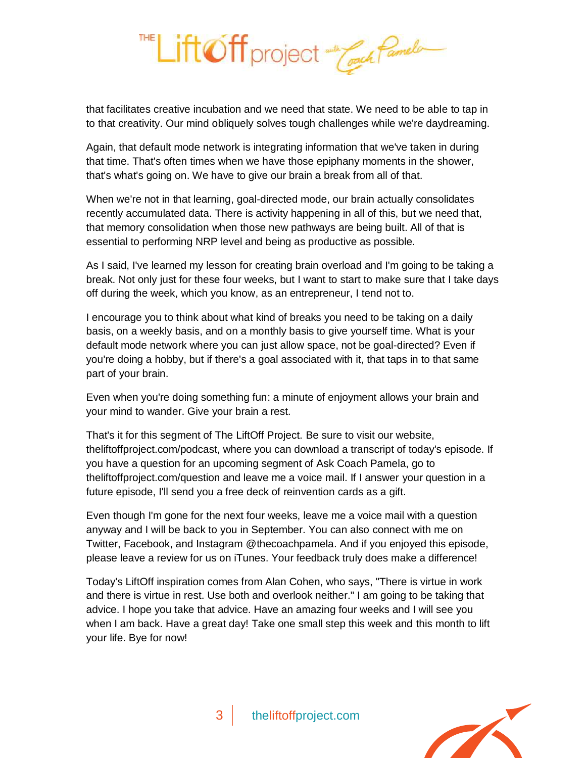that facilitates creative incubation and we need that state. We need to be able to tap in to that creativity. Our mind obliquely solves tough challenges while we're daydreaming.

Again, that default mode network is integrating information that we've taken in during that time. That's often times when we have those epiphany moments in the shower, that's what's going on. We have to give our brain a break from all of that.

When we're not in that learning, goal-directed mode, our brain actually consolidates recently accumulated data. There is activity happening in all of this, but we need that, that memory consolidation when those new pathways are being built. All of that is essential to performing NRP level and being as productive as possible.

As I said, I've learned my lesson for creating brain overload and I'm going to be taking a break. Not only just for these four weeks, but I want to start to make sure that I take days off during the week, which you know, as an entrepreneur, I tend not to.

I encourage you to think about what kind of breaks you need to be taking on a daily basis, on a weekly basis, and on a monthly basis to give yourself time. What is your default mode network where you can just allow space, not be goal-directed? Even if you're doing a hobby, but if there's a goal associated with it, that taps in to that same part of your brain.

Even when you're doing something fun: a minute of enjoyment allows your brain and your mind to wander. Give your brain a rest.

That's it for this segment of The LiftOff Project. Be sure to visit our website, theliftoffproject.com/podcast, where you can download a transcript of today's episode. If you have a question for an upcoming segment of Ask Coach Pamela, go to theliftoffproject.com/question and leave me a voice mail. If I answer your question in a future episode, I'll send you a free deck of reinvention cards as a gift.

Even though I'm gone for the next four weeks, leave me a voice mail with a question anyway and I will be back to you in September. You can also connect with me on Twitter, Facebook, and Instagram @thecoachpamela. And if you enjoyed this episode, please leave a review for us on iTunes. Your feedback truly does make a difference!

Today's LiftOff inspiration comes from Alan Cohen, who says, "There is virtue in work and there is virtue in rest. Use both and overlook neither." I am going to be taking that advice. I hope you take that advice. Have an amazing four weeks and I will see you when I am back. Have a great day! Take one small step this week and this month to lift your life. Bye for now!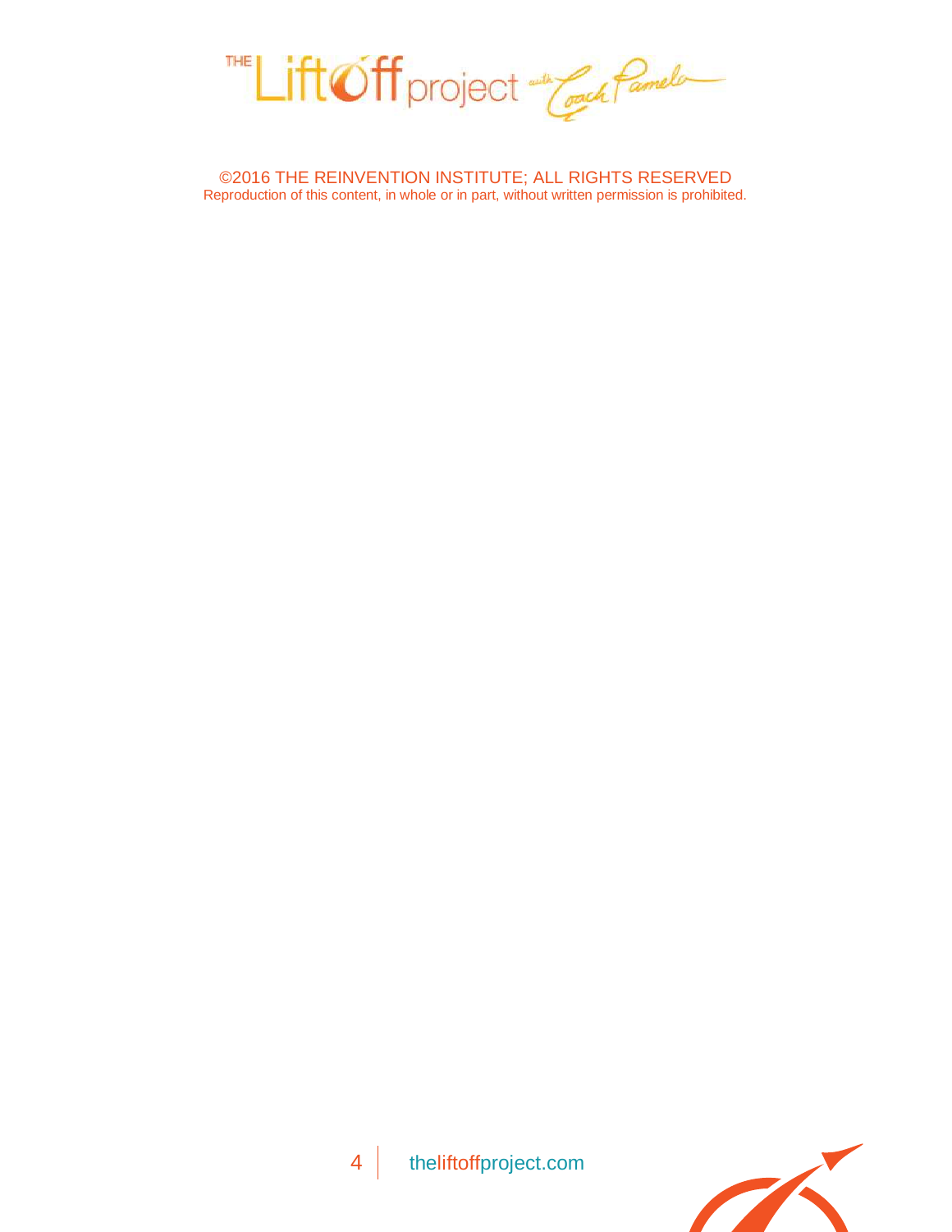©2016 THE REINVENTION INSTITUTE; ALL RIGHTS RESERVED

Reproduction of this content, in whole or in part, without written permission is prohibited.